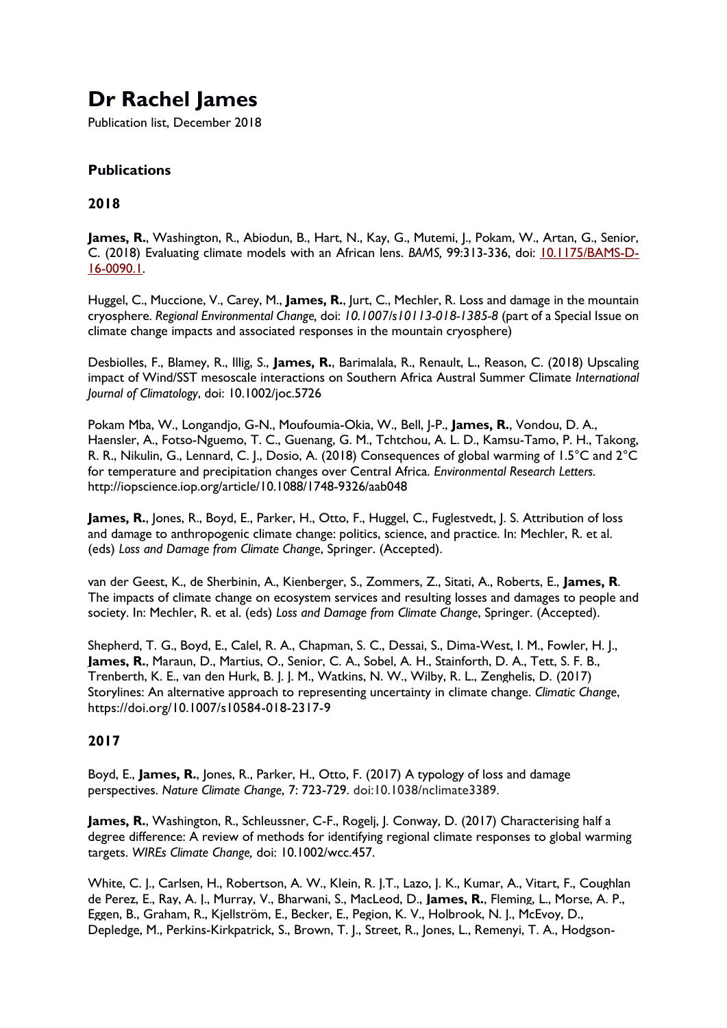# Dr Rachel James

Publication list, December 2018

## Publications

### 2018

**James, R.**, Washington, R., Abiodun, B., Hart, N., Kay, G., Mutemi, J., Pokam, W., Artan, G., Senior, C. (2018) Evaluating climate models with an African lens. *BAMS,* 99:313-336, doi: 10.1175/BAMS-D-16-0090.1.

Huggel, C., Muccione, V., Carey, M., **James, R.**, Jurt, C., Mechler, R. Loss and damage in the mountain cryosphere. *Regional Environmental Change,* doi: *10.1007/s10113-018-1385-8* (part of a Special Issue on climate change impacts and associated responses in the mountain cryosphere)

Desbiolles, F., Blamey, R., Illig, S., **James, R.**, Barimalala, R., Renault, L., Reason, C. (2018) Upscaling impact of Wind/SST mesoscale interactions on Southern Africa Austral Summer Climate *International Journal of Climatology*, doi: 10.1002/joc.5726

Pokam Mba, W., Longandjo, G-N., Moufoumia-Okia, W., Bell, J-P., **James, R.**, Vondou, D. A., Haensler, A., Fotso-Nguemo, T. C., Guenang, G. M., Tchtchou, A. L. D., Kamsu-Tamo, P. H., Takong, R. R., Nikulin, G., Lennard, C. J., Dosio, A. (2018) Consequences of global warming of 1.5°C and 2°C for temperature and precipitation changes over Central Africa. *Environmental Research Letters.* http://iopscience.iop.org/article/10.1088/1748-9326/aab048

**James, R.**, Jones, R., Boyd, E., Parker, H., Otto, F., Huggel, C., Fuglestvedt, J. S. Attribution of loss and damage to anthropogenic climate change: politics, science, and practice. In: Mechler, R. et al. (eds) *Loss and Damage from Climate Change*, Springer. (Accepted).

van der Geest, K., de Sherbinin, A., Kienberger, S., Zommers, Z., Sitati, A., Roberts, E., **James, R**. The impacts of climate change on ecosystem services and resulting losses and damages to people and society. In: Mechler, R. et al. (eds) *Loss and Damage from Climate Change*, Springer. (Accepted).

Shepherd, T. G., Boyd, E., Calel, R. A., Chapman, S. C., Dessai, S., Dima-West, I. M., Fowler, H. J., **James, R.**, Maraun, D., Martius, O., Senior, C. A., Sobel, A. H., Stainforth, D. A., Tett, S. F. B., Trenberth, K. E., van den Hurk, B. J. J. M., Watkins, N. W., Wilby, R. L., Zenghelis, D. (2017) Storylines: An alternative approach to representing uncertainty in climate change. *Climatic Change*, https://doi.org/10.1007/s10584-018-2317-9

### 2017

Boyd, E., **James, R.**, Jones, R., Parker, H., Otto, F. (2017) A typology of loss and damage perspectives. *Nature Climate Change*, 7: 723-729. doi:10.1038/nclimate3389.

**James, R.**, Washington, R., Schleussner, C-F., Rogelj, J. Conway, D. (2017) Characterising half a degree difference: A review of methods for identifying regional climate responses to global warming targets. *WIREs Climate Change,* doi: 10.1002/wcc.457.

White, C. J., Carlsen, H., Robertson, A. W., Klein, R. J.T., Lazo, J. K., Kumar, A., Vitart, F., Coughlan de Perez, E., Ray, A. J., Murray, V., Bharwani, S., MacLeod, D., **James, R.**, Fleming, L., Morse, A. P., Eggen, B., Graham, R., Kjellström, E., Becker, E., Pegion, K. V., Holbrook, N. J., McEvoy, D., Depledge, M., Perkins-Kirkpatrick, S., Brown, T. J., Street, R., Jones, L., Remenyi, T. A., Hodgson-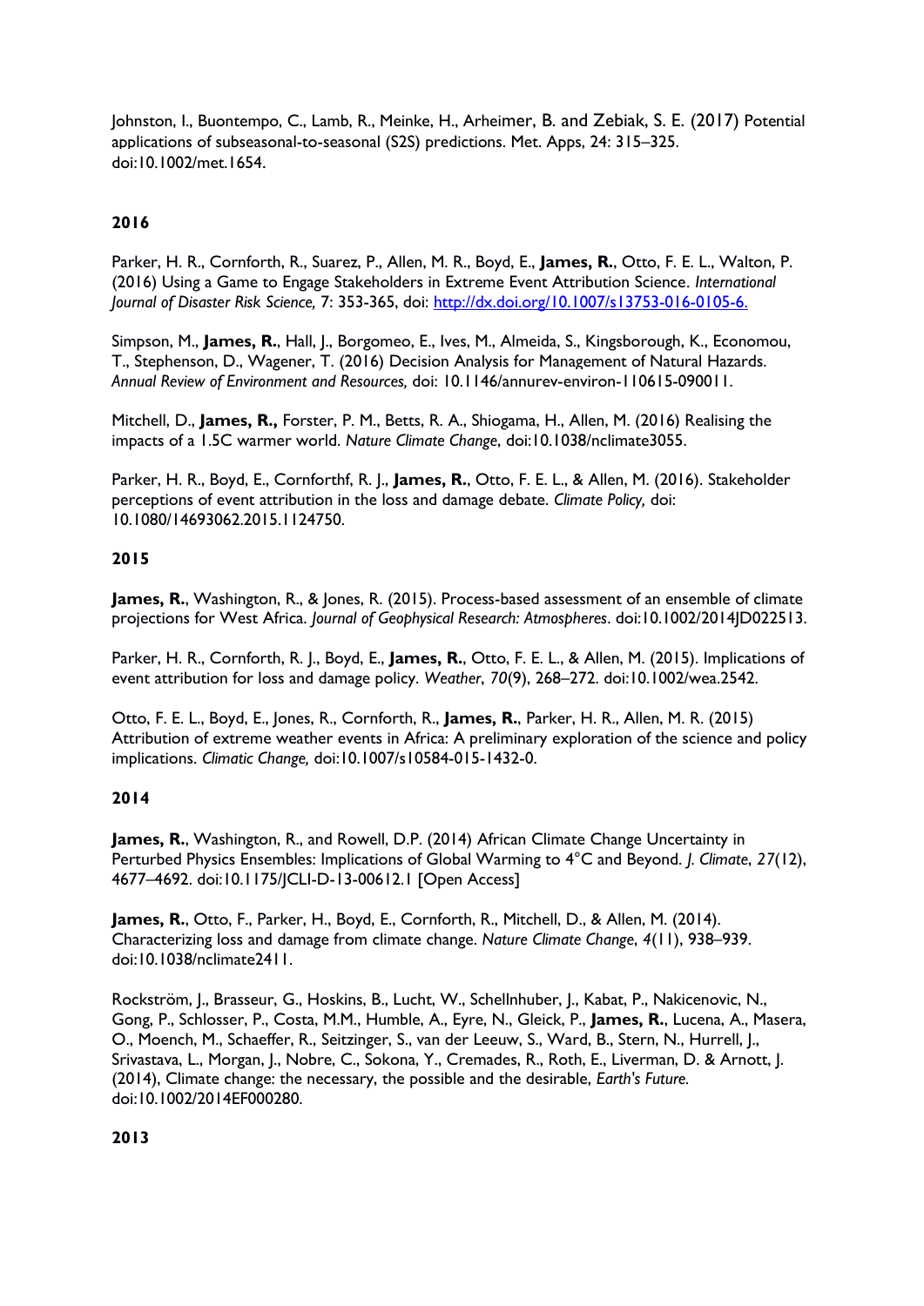Johnston, I., Buontempo, C., Lamb, R., Meinke, H., Arheimer, B. and Zebiak, S. E. (2017) Potential applications of subseasonal-to-seasonal (S2S) predictions. Met. Apps, 24: 315–325. doi:10.1002/met.1654.

**2016**

Parker, H. R., Cornforth, R., Suarez, P., Allen, M. R., Boyd, E., **James, R.**, Otto, F. E. L., Walton, P. (2016) Using a Game to Engage Stakeholders in Extreme Event Attribution Science. *International Journal of Disaster Risk Science,* 7: 353-365, doi: [http://dx.doi.org/10.1007/s13753-016-0105-6.](http://dx.doi.org/10.1007/s13753-016-0105-6)

Simpson, M., **James, R.**, Hall, J., Borgomeo, E., Ives, M., Almeida, S., Kingsborough, K., Economou, T., Stephenson, D., Wagener, T. (2016) Decision Analysis for Management of Natural Hazards. *Annual Review of Environment and Resources,* doi: 10.1146/annurev-environ-110615-090011.

Mitchell, D., **James, R.,** Forster, P. M., Betts, R. A., Shiogama, H., Allen, M. (2016) Realising the impacts of a 1.5C warmer world. *Nature Climate Change*, doi:10.1038/nclimate3055.

Parker, H. R., Boyd, E., Cornforthf, R. J., **James, R.**, Otto, F. E. L., & Allen, M. (2016). Stakeholder perceptions of event attribution in the loss and damage debate. *Climate Policy,* doi: 10.1080/14693062.2015.1124750.

**2015**

**James, R.**, Washington, R., & Jones, R. (2015). Process-based assessment of an ensemble of climate projections for West Africa. *Journal of Geophysical Research: Atmospheres*. doi:10.1002/2014JD022513.

Parker, H. R., Cornforth, R. J., Boyd, E., **James, R.**, Otto, F. E. L., & Allen, M. (2015). Implications of event attribution for loss and damage policy. *Weather*, *70*(9), 268–272. doi:10.1002/wea.2542.

Otto, F. E. L., Boyd, E., Jones, R., Cornforth, R., **James, R.**, Parker, H. R., Allen, M. R. (2015) Attribution of extreme weather events in Africa: A preliminary exploration of the science and policy implications. *Climatic Change,* doi:10.1007/s10584-015-1432-0.

**2014**

**James, R.**, Washington, R., and Rowell, D.P. (2014) African Climate Change Uncertainty in Perturbed Physics Ensembles: Implications of Global Warming to 4°C and Beyond. *J. Climate*, *27*(12), 4677–4692. doi:10.1175/JCLI-D-13-00612.1 [Open Access]

**James, R.**, Otto, F., Parker, H., Boyd, E., Cornforth, R., Mitchell, D., & Allen, M. (2014). Characterizing loss and damage from climate change. *Nature Climate Change*, *4*(11), 938–939. doi:10.1038/nclimate2411.

Rockström, J., Brasseur, G., Hoskins, B., Lucht, W., Schellnhuber, J., Kabat, P., Nakicenovic, N., Gong, P., Schlosser, P., Costa, M.M., Humble, A., Eyre, N., Gleick, P., **James, R.**, Lucena, A., Masera, O., Moench, M., Schaeffer, R., Seitzinger, S., van der Leeuw, S., Ward, B., Stern, N., Hurrell, J., Srivastava, L., Morgan, J., Nobre, C., Sokona, Y., Cremades, R., Roth, E., Liverman, D. & Arnott, J. (2014), Climate change: the necessary, the possible and the desirable, *Earth's Future.* doi:10.1002/2014EF000280.

**2013**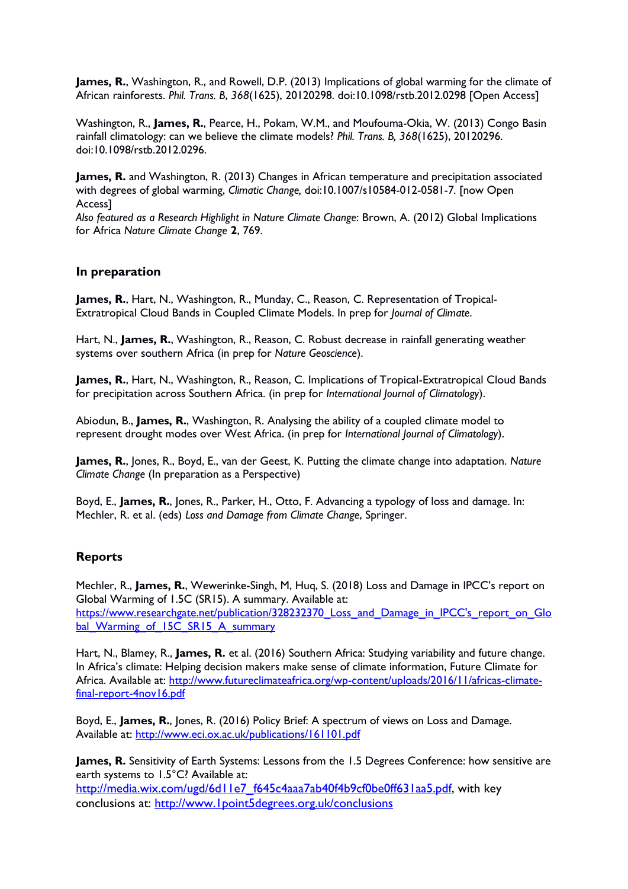**James, R.**, Washington, R., and Rowell, D.P. (2013) Implications of global warming for the climate of African rainforests. *Phil. Trans. B*, *368*(1625), 20120298. doi:10.1098/rstb.2012.0298 [Open Access]

Washington, R., **James, R.**, Pearce, H., Pokam, W.M., and Moufouma-Okia, W. (2013) Congo Basin rainfall climatology: can we believe the climate models? *Phil. Trans. B, 368*(1625), 20120296. doi:10.1098/rstb.2012.0296.

**James, R.** and Washington, R. (2013) Changes in African temperature and precipitation associated with degrees of global warming, *Climatic Change,* doi:10.1007/s10584-012-0581-7. [now Open Access]
*Also featured as a Research Highlight in Nature Climate Change*: Brown, A. (2012) Global Implications for Africa *Nature Climate Change* **2**, 769.

## In preparation

**James, R.**, Hart, N., Washington, R., Munday, C., Reason, C. Representation of Tropical-Extratropical Cloud Bands in Coupled Climate Models. In prep for *Journal of Climate.*

Hart, N., **James, R.**, Washington, R., Reason, C. Robust decrease in rainfall generating weather systems over southern Africa (in prep for *Nature Geoscience*).

**James, R.**, Hart, N., Washington, R., Reason, C. Implications of Tropical-Extratropical Cloud Bands for precipitation across Southern Africa. (in prep for *International Journal of Climatology*).

Abiodun, B., **James, R.**, Washington, R. Analysing the ability of a coupled climate model to represent drought modes over West Africa. (in prep for *International Journal of Climatology*).

**James, R.**, Jones, R., Boyd, E., van der Geest, K. Putting the climate change into adaptation. *Nature Climate Change* (In preparation as a Perspective)

Boyd, E., **James, R.**, Jones, R., Parker, H., Otto, F. Advancing a typology of loss and damage. In: Mechler, R. et al. (eds) *Loss and Damage from Climate Change*, Springer.

## Reports

Mechler, R., **James, R.**, Wewerinke-Singh, M, Huq, S. (2018) Loss and Damage in IPCC's report on Global Warming of 1.5C (SR15). A summary. Available at: https://www.researchgate.net/publication/328232370_Loss_and_Damage_in_IPCC's_report_on_Global_Warming_of_15C_SR15_A_summary

Hart, N., Blamey, R., **James, R.** et al. (2016) Southern Africa: Studying variability and future change. In Africa's climate: Helping decision makers make sense of climate information, Future Climate for Africa. Available at: http://www.futureclimateafrica.org/wp-content/uploads/2016/11/africas-climate-final-report-4nov16.pdf

Boyd, E., **James, R.**, Jones, R. (2016) Policy Brief: A spectrum of views on Loss and Damage. Available at: http://www.eci.ox.ac.uk/publications/161101.pdf

**James, R.** Sensitivity of Earth Systems: Lessons from the 1.5 Degrees Conference: how sensitive are earth systems to 1.5°C? Available at: http://media.wix.com/ugd/6d11e7_f645c4aaa7ab40f4b9cf0be0ff631aa5.pdf, with key conclusions at: http://www.1point5degrees.org.uk/conclusions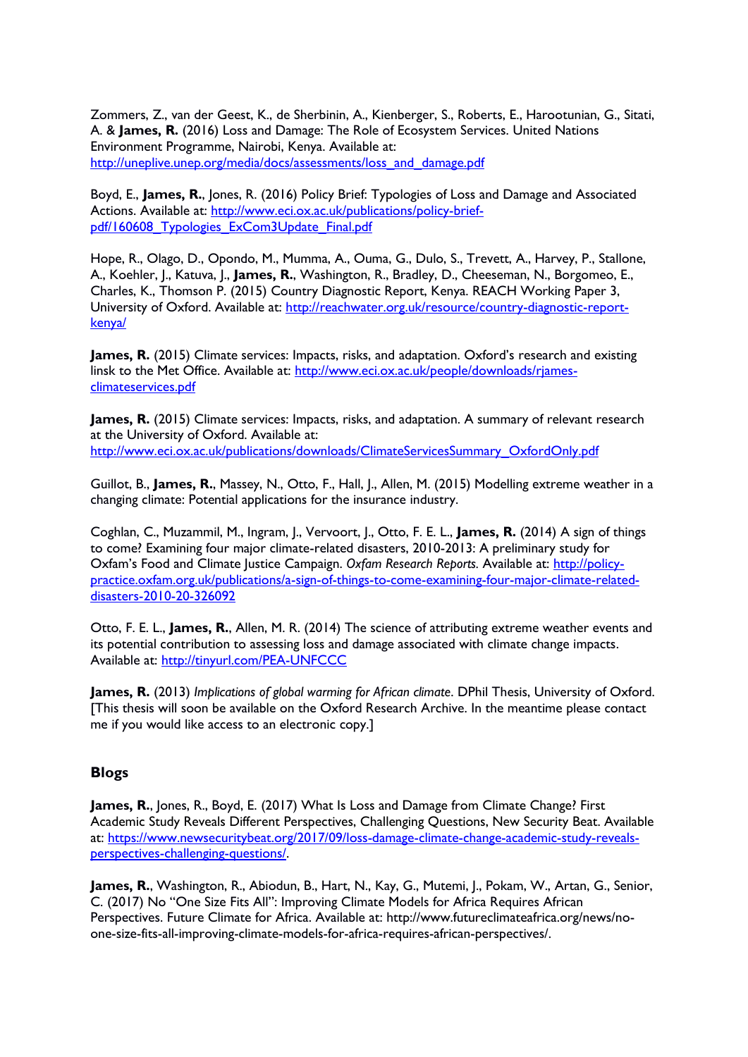Zommers, Z., van der Geest, K., de Sherbinin, A., Kienberger, S., Roberts, E., Harootunian, G., Sitati, A. & **James, R.** (2016) Loss and Damage: The Role of Ecosystem Services. United Nations Environment Programme, Nairobi, Kenya. Available at: http://uneplive.unep.org/media/docs/assessments/loss_and_damage.pdf

Boyd, E., **James, R.**, Jones, R. (2016) Policy Brief: Typologies of Loss and Damage and Associated Actions. Available at: http://www.eci.ox.ac.uk/publications/policy-brief-pdf/160608_Typologies_ExCom3Update_Final.pdf

Hope, R., Olago, D., Opondo, M., Mumma, A., Ouma, G., Dulo, S., Trevett, A., Harvey, P., Stallone, A., Koehler, J., Katuva, J., **James, R.**, Washington, R., Bradley, D., Cheeseman, N., Borgomeo, E., Charles, K., Thomson P. (2015) Country Diagnostic Report, Kenya. REACH Working Paper 3, University of Oxford. Available at: http://reachwater.org.uk/resource/country-diagnostic-report-kenya/

**James, R.** (2015) Climate services: Impacts, risks, and adaptation. Oxford's research and existing linsk to the Met Office. Available at: http://www.eci.ox.ac.uk/people/downloads/rjames-climateservices.pdf

**James, R.** (2015) Climate services: Impacts, risks, and adaptation. A summary of relevant research at the University of Oxford. Available at: http://www.eci.ox.ac.uk/publications/downloads/ClimateServicesSummary_OxfordOnly.pdf

Guillot, B., **James, R.**, Massey, N., Otto, F., Hall, J., Allen, M. (2015) Modelling extreme weather in a changing climate: Potential applications for the insurance industry.

Coghlan, C., Muzammil, M., Ingram, J., Vervoort, J., Otto, F. E. L., **James, R.** (2014) A sign of things to come? Examining four major climate-related disasters, 2010-2013: A preliminary study for Oxfam's Food and Climate Justice Campaign. *Oxfam Research Reports.* Available at: http://policy-practice.oxfam.org.uk/publications/a-sign-of-things-to-come-examining-four-major-climate-related-disasters-2010-20-326092

Otto, F. E. L., **James, R.**, Allen, M. R. (2014) The science of attributing extreme weather events and its potential contribution to assessing loss and damage associated with climate change impacts. Available at: http://tinyurl.com/PEA-UNFCCC

**James, R.** (2013) *Implications of global warming for African climate*. DPhil Thesis, University of Oxford. [This thesis will soon be available on the Oxford Research Archive. In the meantime please contact me if you would like access to an electronic copy.]

## Blogs

**James, R.**, Jones, R., Boyd, E. (2017) What Is Loss and Damage from Climate Change? First Academic Study Reveals Different Perspectives, Challenging Questions, New Security Beat. Available at: https://www.newsecuritybeat.org/2017/09/loss-damage-climate-change-academic-study-reveals-perspectives-challenging-questions/.

**James, R.**, Washington, R., Abiodun, B., Hart, N., Kay, G., Mutemi, J., Pokam, W., Artan, G., Senior, C. (2017) No "One Size Fits All": Improving Climate Models for Africa Requires African Perspectives. Future Climate for Africa. Available at: http://www.futureclimateafrica.org/news/no-one-size-fits-all-improving-climate-models-for-africa-requires-african-perspectives/.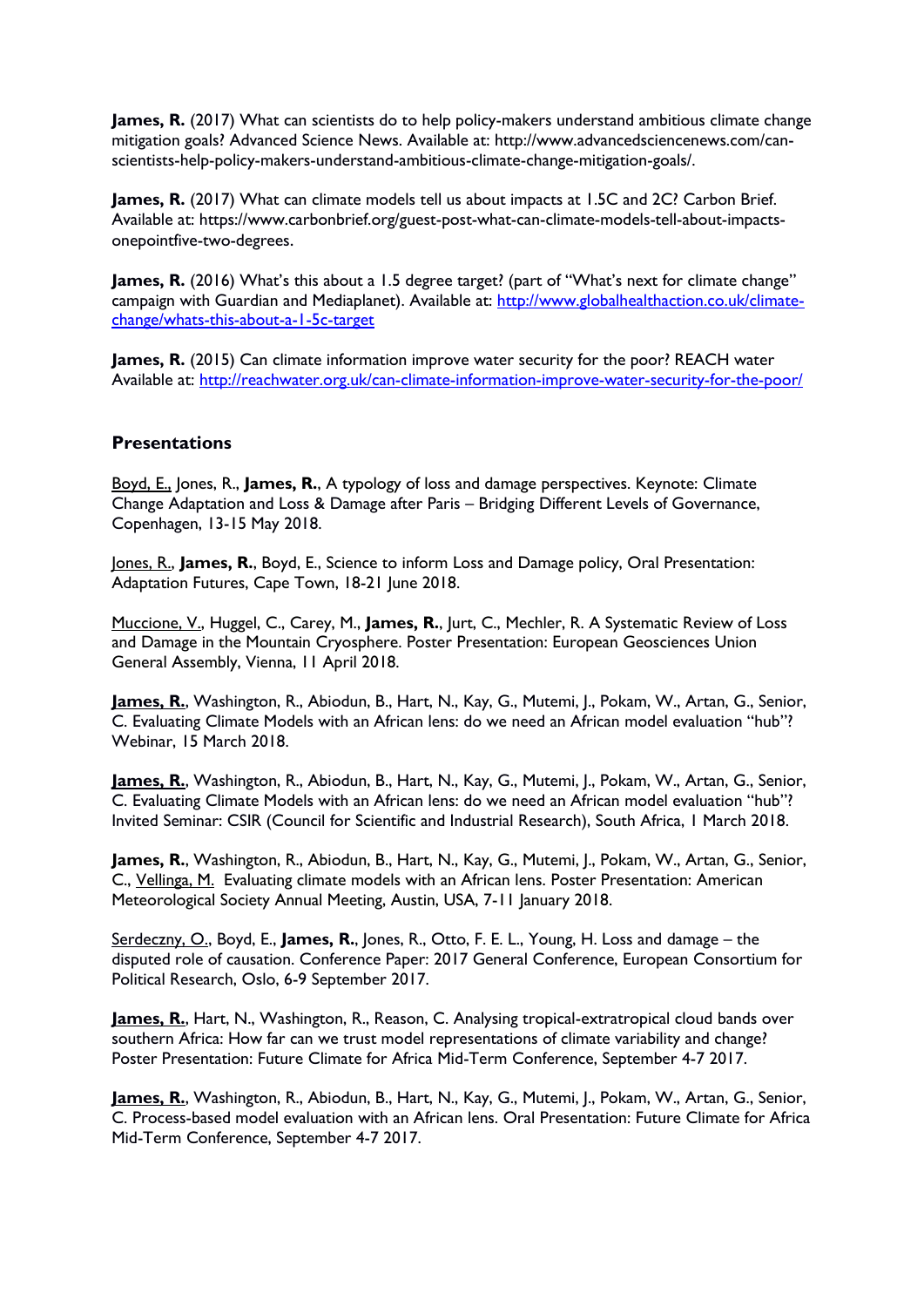**James, R.** (2017) What can scientists do to help policy-makers understand ambitious climate change mitigation goals? Advanced Science News. Available at: http://www.advancedsciencenews.com/can-scientists-help-policy-makers-understand-ambitious-climate-change-mitigation-goals/.

**James, R.** (2017) What can climate models tell us about impacts at 1.5C and 2C? Carbon Brief. Available at: https://www.carbonbrief.org/guest-post-what-can-climate-models-tell-about-impacts-onepointfive-two-degrees.

**James, R.** (2016) What's this about a 1.5 degree target? (part of "What's next for climate change" campaign with Guardian and Mediaplanet). Available at: [http://www.globalhealthaction.co.uk/climate-change/whats-this-about-a-1-5c-target](http://www.globalhealthaction.co.uk/climate-change/whats-this-about-a-1-5c-target)

**James, R.** (2015) Can climate information improve water security for the poor? REACH water Available at: [http://reachwater.org.uk/can-climate-information-improve-water-security-for-the-poor/](http://reachwater.org.uk/can-climate-information-improve-water-security-for-the-poor/)

## Presentations

Boyd, E., Jones, R., **James, R.**, A typology of loss and damage perspectives. Keynote: Climate Change Adaptation and Loss & Damage after Paris – Bridging Different Levels of Governance, Copenhagen, 13-15 May 2018.

Jones, R., **James, R.**, Boyd, E., Science to inform Loss and Damage policy, Oral Presentation: Adaptation Futures, Cape Town, 18-21 June 2018.

Muccione, V., Huggel, C., Carey, M., **James, R.**, Jurt, C., Mechler, R. A Systematic Review of Loss and Damage in the Mountain Cryosphere. Poster Presentation: European Geosciences Union General Assembly, Vienna, 11 April 2018.

**James, R.**, Washington, R., Abiodun, B., Hart, N., Kay, G., Mutemi, J., Pokam, W., Artan, G., Senior, C. Evaluating Climate Models with an African lens: do we need an African model evaluation "hub"? Webinar, 15 March 2018.

**James, R.**, Washington, R., Abiodun, B., Hart, N., Kay, G., Mutemi, J., Pokam, W., Artan, G., Senior, C. Evaluating Climate Models with an African lens: do we need an African model evaluation "hub"? Invited Seminar: CSIR (Council for Scientific and Industrial Research), South Africa, 1 March 2018.

**James, R.**, Washington, R., Abiodun, B., Hart, N., Kay, G., Mutemi, J., Pokam, W., Artan, G., Senior, C., Vellinga, M. Evaluating climate models with an African lens. Poster Presentation: American Meteorological Society Annual Meeting, Austin, USA, 7-11 January 2018.

Serdeczny, O., Boyd, E., **James, R.**, Jones, R., Otto, F. E. L., Young, H. Loss and damage – the disputed role of causation. Conference Paper: 2017 General Conference, European Consortium for Political Research, Oslo, 6-9 September 2017.

**James, R.**, Hart, N., Washington, R., Reason, C. Analysing tropical-extratropical cloud bands over southern Africa: How far can we trust model representations of climate variability and change? Poster Presentation: Future Climate for Africa Mid-Term Conference, September 4-7 2017.

**James, R.**, Washington, R., Abiodun, B., Hart, N., Kay, G., Mutemi, J., Pokam, W., Artan, G., Senior, C. Process-based model evaluation with an African lens. Oral Presentation: Future Climate for Africa Mid-Term Conference, September 4-7 2017.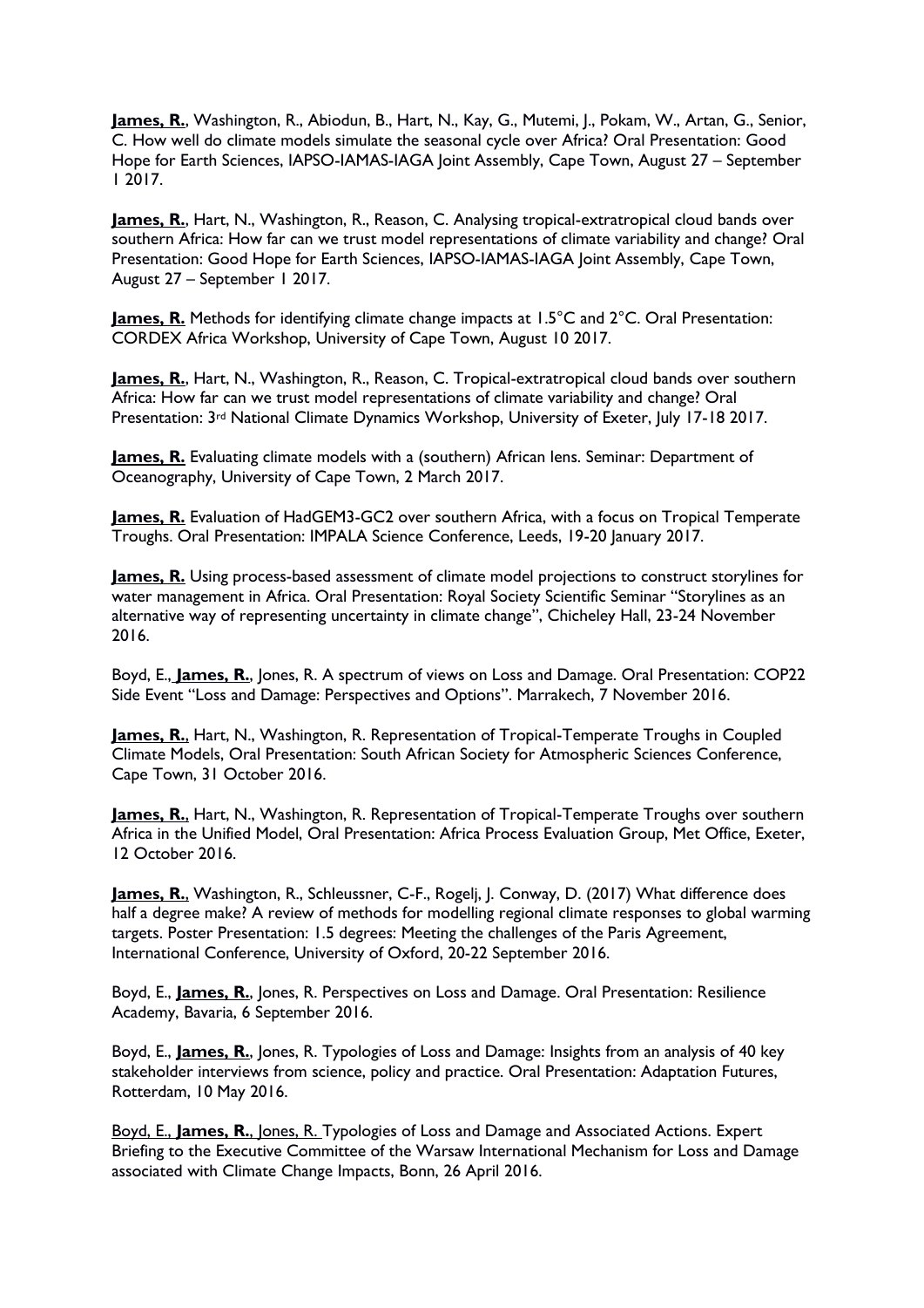**James, R.**, Washington, R., Abiodun, B., Hart, N., Kay, G., Mutemi, J., Pokam, W., Artan, G., Senior, C. How well do climate models simulate the seasonal cycle over Africa? Oral Presentation: Good Hope for Earth Sciences, IAPSO-IAMAS-IAGA Joint Assembly, Cape Town, August 27 – September 1 2017.

**James, R.**, Hart, N., Washington, R., Reason, C. Analysing tropical-extratropical cloud bands over southern Africa: How far can we trust model representations of climate variability and change? Oral Presentation: Good Hope for Earth Sciences, IAPSO-IAMAS-IAGA Joint Assembly, Cape Town, August 27 – September 1 2017.

**James, R.** Methods for identifying climate change impacts at 1.5°C and 2°C. Oral Presentation: CORDEX Africa Workshop, University of Cape Town, August 10 2017.

**James, R.**, Hart, N., Washington, R., Reason, C. Tropical-extratropical cloud bands over southern Africa: How far can we trust model representations of climate variability and change? Oral Presentation: 3rd National Climate Dynamics Workshop, University of Exeter, July 17-18 2017.

**James, R.** Evaluating climate models with a (southern) African lens. Seminar: Department of Oceanography, University of Cape Town, 2 March 2017.

**James, R.** Evaluation of HadGEM3-GC2 over southern Africa, with a focus on Tropical Temperate Troughs. Oral Presentation: IMPALA Science Conference, Leeds, 19-20 January 2017.

**James, R.** Using process-based assessment of climate model projections to construct storylines for water management in Africa. Oral Presentation: Royal Society Scientific Seminar "Storylines as an alternative way of representing uncertainty in climate change", Chicheley Hall, 23-24 November 2016.

Boyd, E., **James, R.**, Jones, R. A spectrum of views on Loss and Damage. Oral Presentation: COP22 Side Event "Loss and Damage: Perspectives and Options". Marrakech, 7 November 2016.

**James, R.**, Hart, N., Washington, R. Representation of Tropical-Temperate Troughs in Coupled Climate Models, Oral Presentation: South African Society for Atmospheric Sciences Conference, Cape Town, 31 October 2016.

**James, R.**, Hart, N., Washington, R. Representation of Tropical-Temperate Troughs over southern Africa in the Unified Model, Oral Presentation: Africa Process Evaluation Group, Met Office, Exeter, 12 October 2016.

**James, R.**, Washington, R., Schleussner, C-F., Rogelj, J. Conway, D. (2017) What difference does half a degree make? A review of methods for modelling regional climate responses to global warming targets. Poster Presentation: 1.5 degrees: Meeting the challenges of the Paris Agreement, International Conference, University of Oxford, 20-22 September 2016.

Boyd, E., **James, R.**, Jones, R. Perspectives on Loss and Damage. Oral Presentation: Resilience Academy, Bavaria, 6 September 2016.

Boyd, E., **James, R.**, Jones, R. Typologies of Loss and Damage: Insights from an analysis of 40 key stakeholder interviews from science, policy and practice. Oral Presentation: Adaptation Futures, Rotterdam, 10 May 2016.

Boyd, E., **James, R.**, Jones, R. Typologies of Loss and Damage and Associated Actions. Expert Briefing to the Executive Committee of the Warsaw International Mechanism for Loss and Damage associated with Climate Change Impacts, Bonn, 26 April 2016.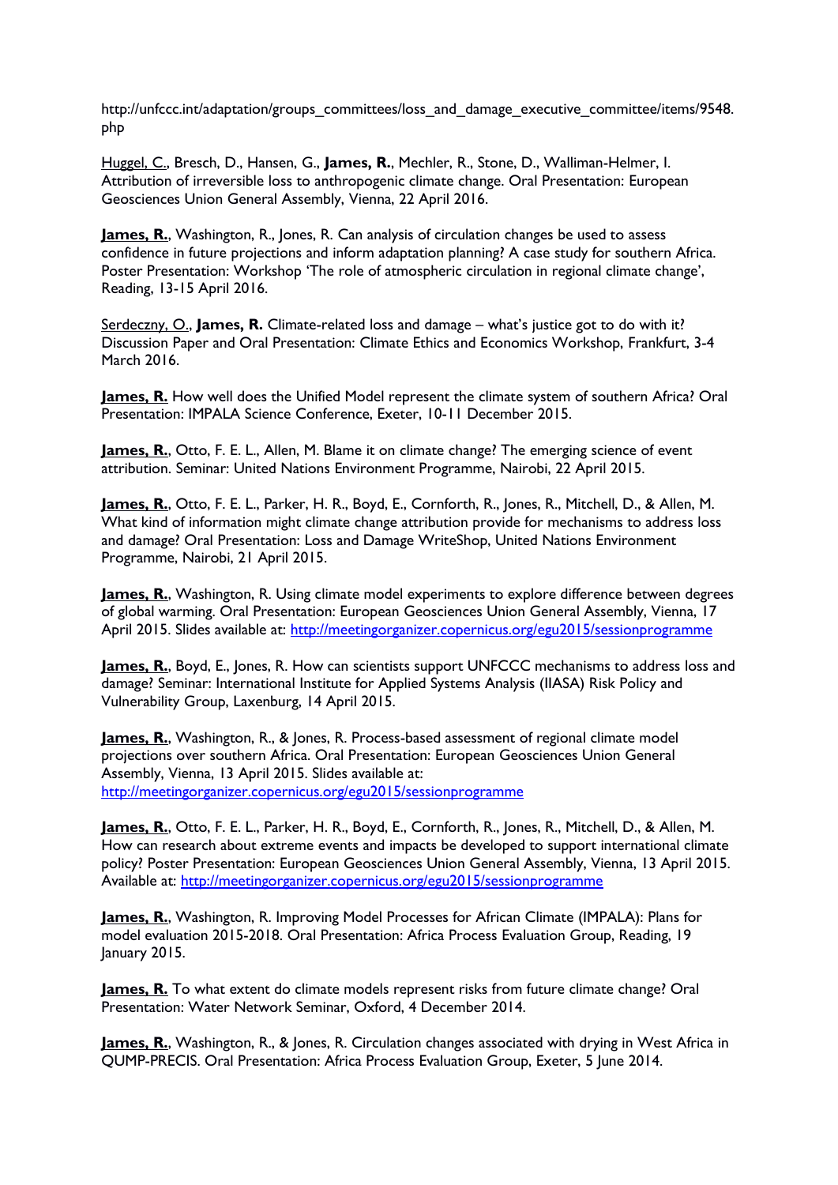http://unfccc.int/adaptation/groups_committees/loss_and_damage_executive_committee/items/9548.php

Huggel, C., Bresch, D., Hansen, G., **James, R.**, Mechler, R., Stone, D., Walliman-Helmer, I. Attribution of irreversible loss to anthropogenic climate change. Oral Presentation: European Geosciences Union General Assembly, Vienna, 22 April 2016.

**James, R.**, Washington, R., Jones, R. Can analysis of circulation changes be used to assess confidence in future projections and inform adaptation planning? A case study for southern Africa. Poster Presentation: Workshop 'The role of atmospheric circulation in regional climate change', Reading, 13-15 April 2016.

Serdeczny, O., **James, R.** Climate-related loss and damage – what's justice got to do with it? Discussion Paper and Oral Presentation: Climate Ethics and Economics Workshop, Frankfurt, 3-4 March 2016.

**James, R.** How well does the Unified Model represent the climate system of southern Africa? Oral Presentation: IMPALA Science Conference, Exeter, 10-11 December 2015.

**James, R.**, Otto, F. E. L., Allen, M. Blame it on climate change? The emerging science of event attribution. Seminar: United Nations Environment Programme, Nairobi, 22 April 2015.

**James, R.**, Otto, F. E. L., Parker, H. R., Boyd, E., Cornforth, R., Jones, R., Mitchell, D., & Allen, M. What kind of information might climate change attribution provide for mechanisms to address loss and damage? Oral Presentation: Loss and Damage WriteShop, United Nations Environment Programme, Nairobi, 21 April 2015.

**James, R.**, Washington, R. Using climate model experiments to explore difference between degrees of global warming. Oral Presentation: European Geosciences Union General Assembly, Vienna, 17 April 2015. Slides available at: http://meetingorganizer.copernicus.org/egu2015/sessionprogramme

**James, R.**, Boyd, E., Jones, R. How can scientists support UNFCCC mechanisms to address loss and damage? Seminar: International Institute for Applied Systems Analysis (IIASA) Risk Policy and Vulnerability Group, Laxenburg, 14 April 2015.

**James, R.**, Washington, R., & Jones, R. Process-based assessment of regional climate model projections over southern Africa. Oral Presentation: European Geosciences Union General Assembly, Vienna, 13 April 2015. Slides available at: http://meetingorganizer.copernicus.org/egu2015/sessionprogramme

**James, R.**, Otto, F. E. L., Parker, H. R., Boyd, E., Cornforth, R., Jones, R., Mitchell, D., & Allen, M. How can research about extreme events and impacts be developed to support international climate policy? Poster Presentation: European Geosciences Union General Assembly, Vienna, 13 April 2015. Available at: http://meetingorganizer.copernicus.org/egu2015/sessionprogramme

**James, R.**, Washington, R. Improving Model Processes for African Climate (IMPALA): Plans for model evaluation 2015-2018. Oral Presentation: Africa Process Evaluation Group, Reading, 19 January 2015.

**James, R.** To what extent do climate models represent risks from future climate change? Oral Presentation: Water Network Seminar, Oxford, 4 December 2014.

**James, R.**, Washington, R., & Jones, R. Circulation changes associated with drying in West Africa in QUMP-PRECIS. Oral Presentation: Africa Process Evaluation Group, Exeter, 5 June 2014.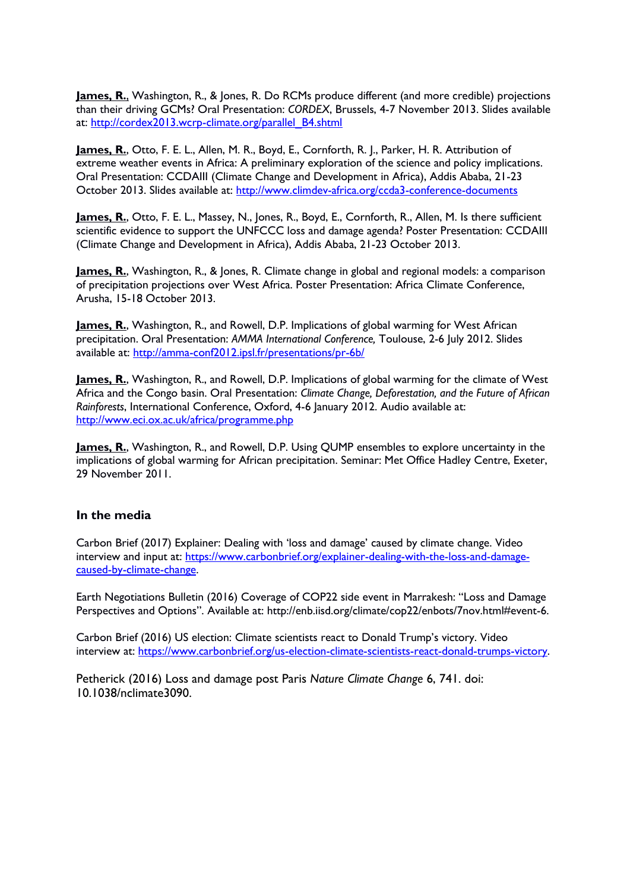**James, R.**, Washington, R., & Jones, R. Do RCMs produce different (and more credible) projections than their driving GCMs? Oral Presentation: *CORDEX*, Brussels, 4-7 November 2013. Slides available at: http://cordex2013.wcrp-climate.org/parallel_B4.shtml

**James, R.**, Otto, F. E. L., Allen, M. R., Boyd, E., Cornforth, R. J., Parker, H. R. Attribution of extreme weather events in Africa: A preliminary exploration of the science and policy implications. Oral Presentation: CCDAIII (Climate Change and Development in Africa), Addis Ababa, 21-23 October 2013. Slides available at: http://www.climdev-africa.org/ccda3-conference-documents

**James, R.**, Otto, F. E. L., Massey, N., Jones, R., Boyd, E., Cornforth, R., Allen, M. Is there sufficient scientific evidence to support the UNFCCC loss and damage agenda? Poster Presentation: CCDAIII (Climate Change and Development in Africa), Addis Ababa, 21-23 October 2013.

**James, R.**, Washington, R., & Jones, R. Climate change in global and regional models: a comparison of precipitation projections over West Africa. Poster Presentation: Africa Climate Conference, Arusha, 15-18 October 2013.

**James, R.**, Washington, R., and Rowell, D.P. Implications of global warming for West African precipitation. Oral Presentation: *AMMA International Conference,* Toulouse, 2-6 July 2012. Slides available at: http://amma-conf2012.ipsl.fr/presentations/pr-6b/

**James, R.**, Washington, R., and Rowell, D.P. Implications of global warming for the climate of West Africa and the Congo basin. Oral Presentation: *Climate Change, Deforestation, and the Future of African Rainforests*, International Conference, Oxford, 4-6 January 2012. Audio available at: http://www.eci.ox.ac.uk/africa/programme.php

**James, R.**, Washington, R., and Rowell, D.P. Using QUMP ensembles to explore uncertainty in the implications of global warming for African precipitation. Seminar: Met Office Hadley Centre, Exeter, 29 November 2011.

### In the media

Carbon Brief (2017) Explainer: Dealing with 'loss and damage' caused by climate change. Video interview and input at: https://www.carbonbrief.org/explainer-dealing-with-the-loss-and-damage-caused-by-climate-change.

Earth Negotiations Bulletin (2016) Coverage of COP22 side event in Marrakesh: "Loss and Damage Perspectives and Options". Available at: http://enb.iisd.org/climate/cop22/enbots/7nov.html#event-6.

Carbon Brief (2016) US election: Climate scientists react to Donald Trump's victory. Video interview at: https://www.carbonbrief.org/us-election-climate-scientists-react-donald-trumps-victory.

Petherick (2016) Loss and damage post Paris *Nature Climate Change* 6, 741. doi: 10.1038/nclimate3090.